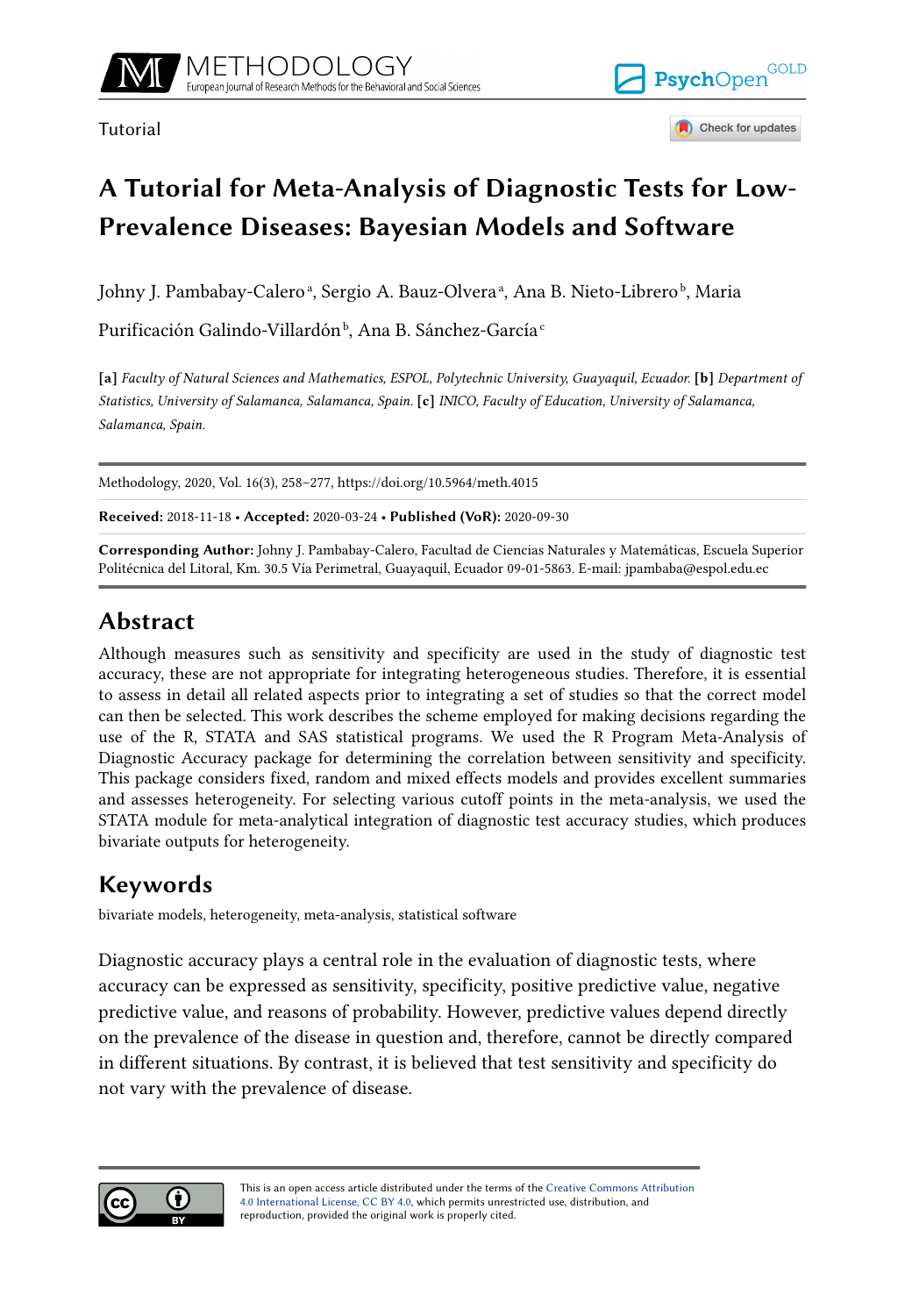Tutorial

# A Tutorial for Meta-Analysis of Diagnostic Tests for Low-Prevalence Diseases: Bayesian Models and Software

Johny J. Pambabay-Calero[a], Sergio A. Bauz-Olvera[a], Ana B. Nieto-Librero[b], Maria Purificación Galindo-Villardón[b], Ana B. Sánchez-García[c]

**[a]** *Faculty of Natural Sciences and Mathematics, ESPOL, Polytechnic University, Guayaquil, Ecuador.* **[b]** *Department of Statistics, University of Salamanca, Salamanca, Spain.* **[c]** *INICO, Faculty of Education, University of Salamanca, Salamanca, Spain.*

Methodology, 2020, Vol. 16(3), 258–277, https://doi.org/10.5964/meth.4015

**Received:** 2018-11-18 • **Accepted:** 2020-03-24 • **Published (VoR):** 2020-09-30

**Corresponding Author:** Johny J. Pambabay-Calero, Facultad de Ciencias Naturales y Matemáticas, Escuela Superior Politécnica del Litoral, Km. 30.5 Vía Perimetral, Guayaquil, Ecuador 09-01-5863. E-mail: jpambaba@espol.edu.ec

## Abstract

Although measures such as sensitivity and specificity are used in the study of diagnostic test accuracy, these are not appropriate for integrating heterogeneous studies. Therefore, it is essential to assess in detail all related aspects prior to integrating a set of studies so that the correct model can then be selected. This work describes the scheme employed for making decisions regarding the use of the R, STATA and SAS statistical programs. We used the R Program Meta-Analysis of Diagnostic Accuracy package for determining the correlation between sensitivity and specificity. This package considers fixed, random and mixed effects models and provides excellent summaries and assesses heterogeneity. For selecting various cutoff points in the meta-analysis, we used the STATA module for meta-analytical integration of diagnostic test accuracy studies, which produces bivariate outputs for heterogeneity.

## Keywords

bivariate models, heterogeneity, meta-analysis, statistical software

Diagnostic accuracy plays a central role in the evaluation of diagnostic tests, where accuracy can be expressed as sensitivity, specificity, positive predictive value, negative predictive value, and reasons of probability. However, predictive values depend directly on the prevalence of the disease in question and, therefore, cannot be directly compared in different situations. By contrast, it is believed that test sensitivity and specificity do not vary with the prevalence of disease.

This is an open access article distributed under the terms of the Creative Commons Attribution 4.0 International License, CC BY 4.0, which permits unrestricted use, distribution, and reproduction, provided the original work is properly cited.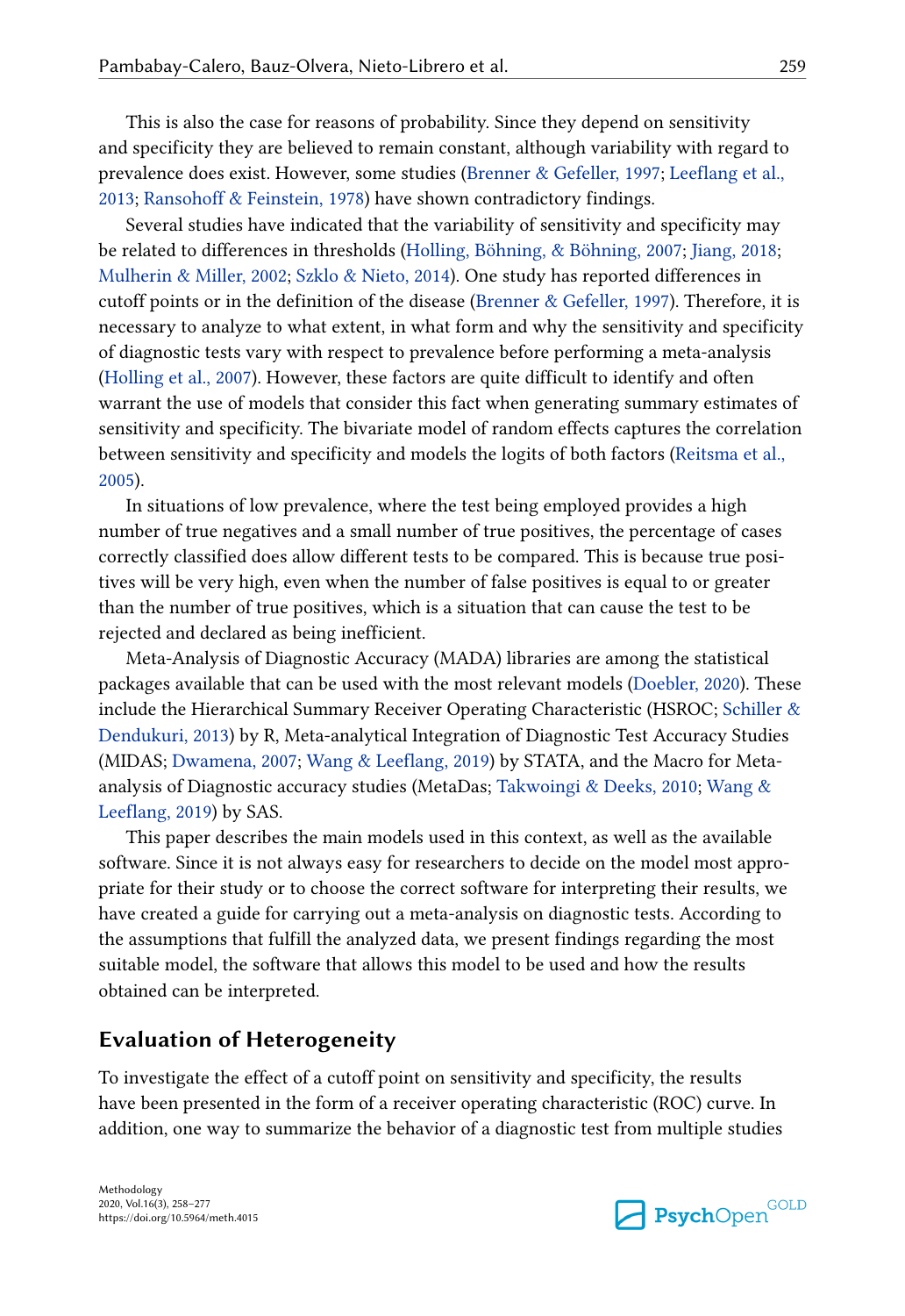This is also the case for reasons of probability. Since they depend on sensitivity and specificity they are believed to remain constant, although variability with regard to prevalence does exist. However, some studies (Brenner & Gefeller, 1997; Leeflang et al., 2013; Ransohoff & Feinstein, 1978) have shown contradictory findings.

Several studies have indicated that the variability of sensitivity and specificity may be related to differences in thresholds (Holling, Böhning, & Böhning, 2007; Jiang, 2018; Mulherin & Miller, 2002; Szklo & Nieto, 2014). One study has reported differences in cutoff points or in the definition of the disease (Brenner & Gefeller, 1997). Therefore, it is necessary to analyze to what extent, in what form and why the sensitivity and specificity of diagnostic tests vary with respect to prevalence before performing a meta-analysis (Holling et al., 2007). However, these factors are quite difficult to identify and often warrant the use of models that consider this fact when generating summary estimates of sensitivity and specificity. The bivariate model of random effects captures the correlation between sensitivity and specificity and models the logits of both factors (Reitsma et al., 2005).

In situations of low prevalence, where the test being employed provides a high number of true negatives and a small number of true positives, the percentage of cases correctly classified does allow different tests to be compared. This is because true positives will be very high, even when the number of false positives is equal to or greater than the number of true positives, which is a situation that can cause the test to be rejected and declared as being inefficient.

Meta-Analysis of Diagnostic Accuracy (MADA) libraries are among the statistical packages available that can be used with the most relevant models (Doebler, 2020). These include the Hierarchical Summary Receiver Operating Characteristic (HSROC; Schiller & Dendukuri, 2013) by R, Meta-analytical Integration of Diagnostic Test Accuracy Studies (MIDAS; Dwamena, 2007; Wang & Leeflang, 2019) by STATA, and the Macro for Meta-analysis of Diagnostic accuracy studies (MetaDas; Takwoingi & Deeks, 2010; Wang & Leeflang, 2019) by SAS.

This paper describes the main models used in this context, as well as the available software. Since it is not always easy for researchers to decide on the model most appropriate for their study or to choose the correct software for interpreting their results, we have created a guide for carrying out a meta-analysis on diagnostic tests. According to the assumptions that fulfill the analyzed data, we present findings regarding the most suitable model, the software that allows this model to be used and how the results obtained can be interpreted.

## Evaluation of Heterogeneity

To investigate the effect of a cutoff point on sensitivity and specificity, the results have been presented in the form of a receiver operating characteristic (ROC) curve. In addition, one way to summarize the behavior of a diagnostic test from multiple studies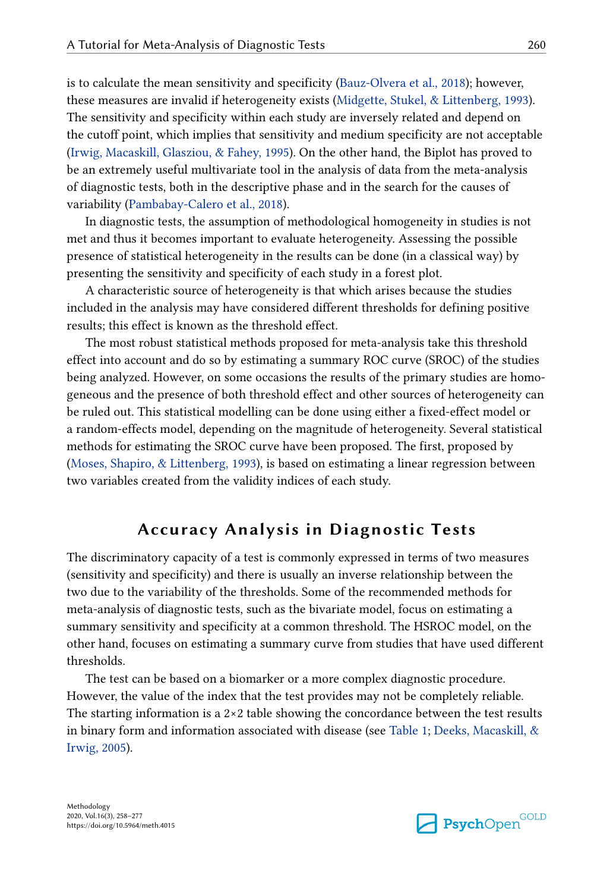is to calculate the mean sensitivity and specificity (Bauz-Olvera et al., 2018); however, these measures are invalid if heterogeneity exists (Midgette, Stukel, & Littenberg, 1993). The sensitivity and specificity within each study are inversely related and depend on the cutoff point, which implies that sensitivity and medium specificity are not acceptable (Irwig, Macaskill, Glasziou, & Fahey, 1995). On the other hand, the Biplot has proved to be an extremely useful multivariate tool in the analysis of data from the meta-analysis of diagnostic tests, both in the descriptive phase and in the search for the causes of variability (Pambabay-Calero et al., 2018).

In diagnostic tests, the assumption of methodological homogeneity in studies is not met and thus it becomes important to evaluate heterogeneity. Assessing the possible presence of statistical heterogeneity in the results can be done (in a classical way) by presenting the sensitivity and specificity of each study in a forest plot.

A characteristic source of heterogeneity is that which arises because the studies included in the analysis may have considered different thresholds for defining positive results; this effect is known as the threshold effect.

The most robust statistical methods proposed for meta-analysis take this threshold effect into account and do so by estimating a summary ROC curve (SROC) of the studies being analyzed. However, on some occasions the results of the primary studies are homogeneous and the presence of both threshold effect and other sources of heterogeneity can be ruled out. This statistical modelling can be done using either a fixed-effect model or a random-effects model, depending on the magnitude of heterogeneity. Several statistical methods for estimating the SROC curve have been proposed. The first, proposed by (Moses, Shapiro, & Littenberg, 1993), is based on estimating a linear regression between two variables created from the validity indices of each study.

## Accuracy Analysis in Diagnostic Tests

The discriminatory capacity of a test is commonly expressed in terms of two measures (sensitivity and specificity) and there is usually an inverse relationship between the two due to the variability of the thresholds. Some of the recommended methods for meta-analysis of diagnostic tests, such as the bivariate model, focus on estimating a summary sensitivity and specificity at a common threshold. The HSROC model, on the other hand, focuses on estimating a summary curve from studies that have used different thresholds.

The test can be based on a biomarker or a more complex diagnostic procedure. However, the value of the index that the test provides may not be completely reliable. The starting information is a 2×2 table showing the concordance between the test results in binary form and information associated with disease (see Table 1; Deeks, Macaskill, & Irwig, 2005).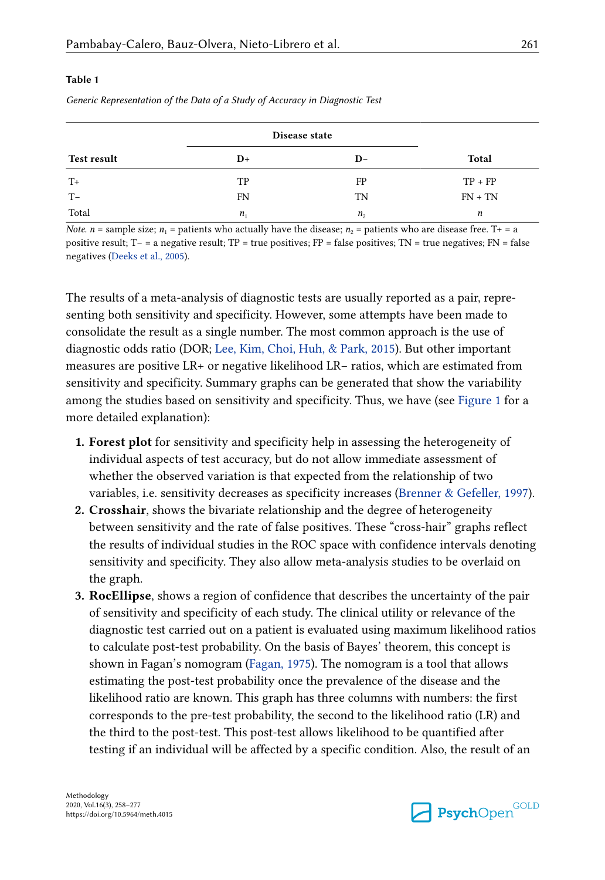**Table 1**

*Generic Representation of the Data of a Study of Accuracy in Diagnostic Test*

| Test result | Disease state | | Total |
|---|---|---|---|
| | D+ | D− | |
| T+ | TP | FP | TP + FP |
| T− | FN | TN | FN + TN |
| Total | $n_1$ | $n_2$ | $n$ |

*Note.* $n$ = sample size; $n_1$ = patients who actually have the disease; $n_2$ = patients who are disease free. T+ = a positive result; T− = a negative result; TP = true positives; FP = false positives; TN = true negatives; FN = false negatives (Deeks et al., 2005).

The results of a meta-analysis of diagnostic tests are usually reported as a pair, representing both sensitivity and specificity. However, some attempts have been made to consolidate the result as a single number. The most common approach is the use of diagnostic odds ratio (DOR; Lee, Kim, Choi, Huh, & Park, 2015). But other important measures are positive LR+ or negative likelihood LR− ratios, which are estimated from sensitivity and specificity. Summary graphs can be generated that show the variability among the studies based on sensitivity and specificity. Thus, we have (see Figure 1 for a more detailed explanation):

1. **Forest plot** for sensitivity and specificity help in assessing the heterogeneity of individual aspects of test accuracy, but do not allow immediate assessment of whether the observed variation is that expected from the relationship of two variables, i.e. sensitivity decreases as specificity increases (Brenner & Gefeller, 1997).
2. **Crosshair**, shows the bivariate relationship and the degree of heterogeneity between sensitivity and the rate of false positives. These "cross-hair" graphs reflect the results of individual studies in the ROC space with confidence intervals denoting sensitivity and specificity. They also allow meta-analysis studies to be overlaid on the graph.
3. **RocEllipse**, shows a region of confidence that describes the uncertainty of the pair of sensitivity and specificity of each study. The clinical utility or relevance of the diagnostic test carried out on a patient is evaluated using maximum likelihood ratios to calculate post-test probability. On the basis of Bayes' theorem, this concept is shown in Fagan's nomogram (Fagan, 1975). The nomogram is a tool that allows estimating the post-test probability once the prevalence of the disease and the likelihood ratio are known. This graph has three columns with numbers: the first corresponds to the pre-test probability, the second to the likelihood ratio (LR) and the third to the post-test. This post-test allows likelihood to be quantified after testing if an individual will be affected by a specific condition. Also, the result of an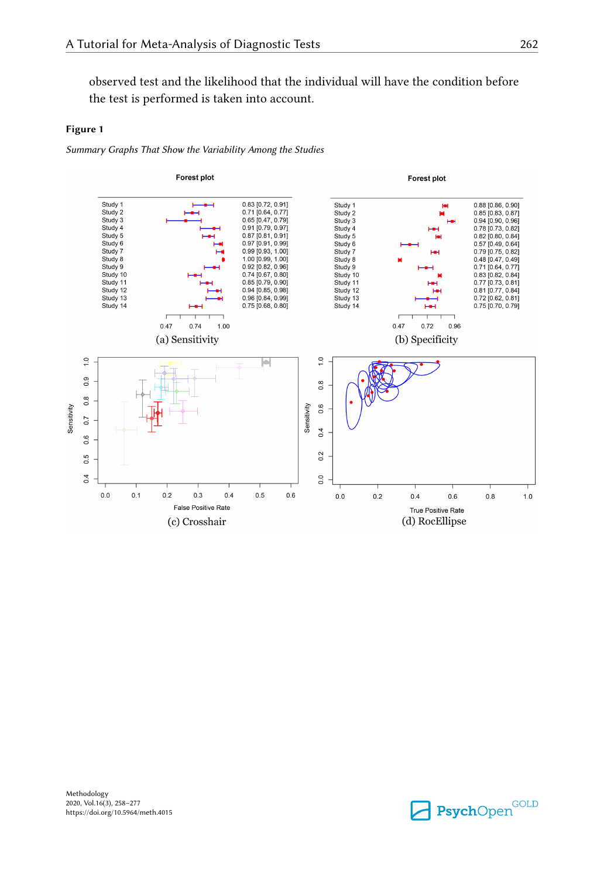observed test and the likelihood that the individual will have the condition before the test is performed is taken into account.

**Figure 1**

*Summary Graphs That Show the Variability Among the Studies*

(a) Sensitivity

(b) Specificity

(c) Crosshair

(d) RocEllipse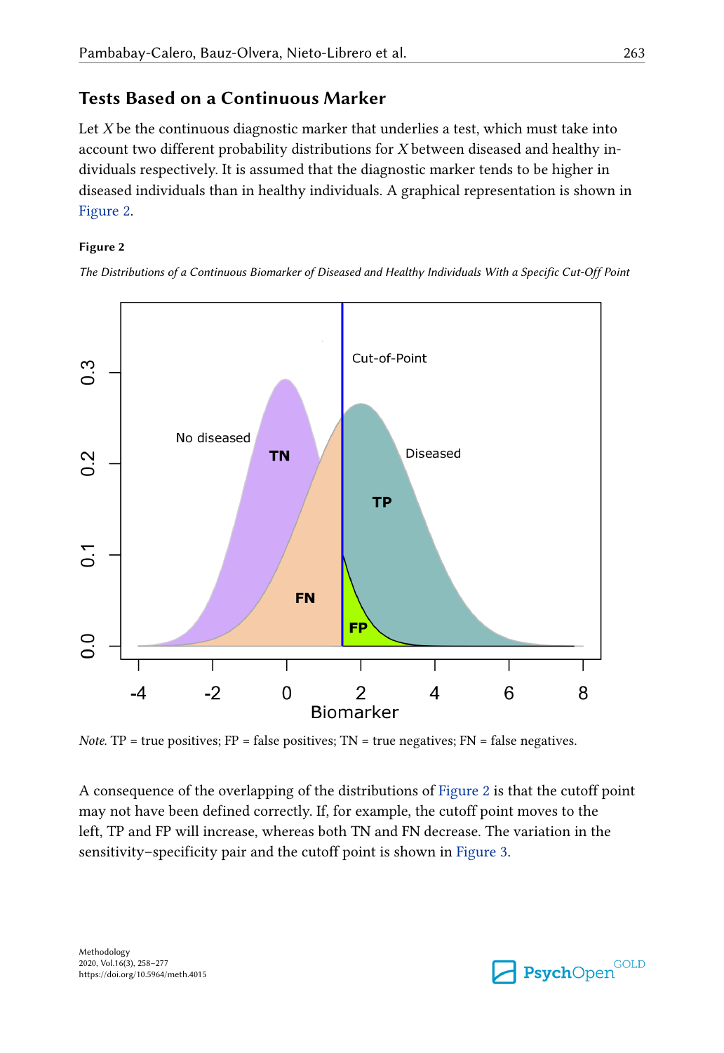## Tests Based on a Continuous Marker

Let $X$ be the continuous diagnostic marker that underlies a test, which must take into account two different probability distributions for $X$ between diseased and healthy individuals respectively. It is assumed that the diagnostic marker tends to be higher in diseased individuals than in healthy individuals. A graphical representation is shown in Figure 2.

**Figure 2**

*The Distributions of a Continuous Biomarker of Diseased and Healthy Individuals With a Specific Cut-Off Point*

*Note.* TP = true positives; FP = false positives; TN = true negatives; FN = false negatives.

A consequence of the overlapping of the distributions of Figure 2 is that the cutoff point may not have been defined correctly. If, for example, the cutoff point moves to the left, TP and FP will increase, whereas both TN and FN decrease. The variation in the sensitivity–specificity pair and the cutoff point is shown in Figure 3.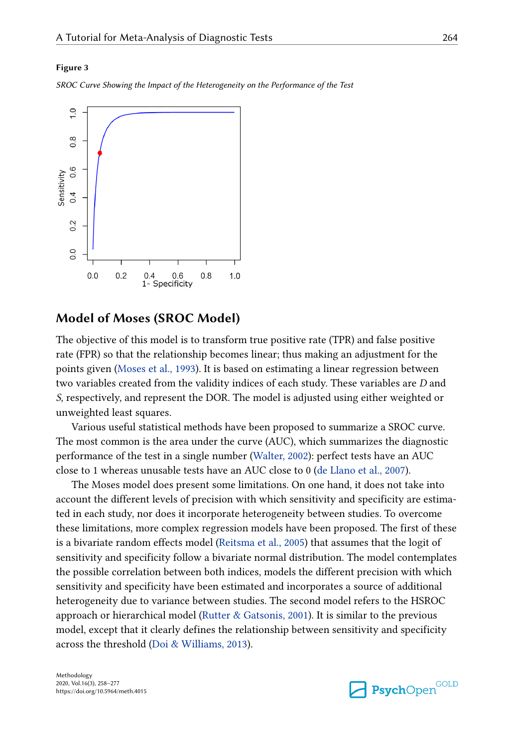**Figure 3**

*SROC Curve Showing the Impact of the Heterogeneity on the Performance of the Test*

## Model of Moses (SROC Model)

The objective of this model is to transform true positive rate (TPR) and false positive rate (FPR) so that the relationship becomes linear; thus making an adjustment for the points given (Moses et al., 1993). It is based on estimating a linear regression between two variables created from the validity indices of each study. These variables are *D* and *S*, respectively, and represent the DOR. The model is adjusted using either weighted or unweighted least squares.

Various useful statistical methods have been proposed to summarize a SROC curve. The most common is the area under the curve (AUC), which summarizes the diagnostic performance of the test in a single number (Walter, 2002): perfect tests have an AUC close to 1 whereas unusable tests have an AUC close to 0 (de Llano et al., 2007).

The Moses model does present some limitations. On one hand, it does not take into account the different levels of precision with which sensitivity and specificity are estimated in each study, nor does it incorporate heterogeneity between studies. To overcome these limitations, more complex regression models have been proposed. The first of these is a bivariate random effects model (Reitsma et al., 2005) that assumes that the logit of sensitivity and specificity follow a bivariate normal distribution. The model contemplates the possible correlation between both indices, models the different precision with which sensitivity and specificity have been estimated and incorporates a source of additional heterogeneity due to variance between studies. The second model refers to the HSROC approach or hierarchical model (Rutter & Gatsonis, 2001). It is similar to the previous model, except that it clearly defines the relationship between sensitivity and specificity across the threshold (Doi & Williams, 2013).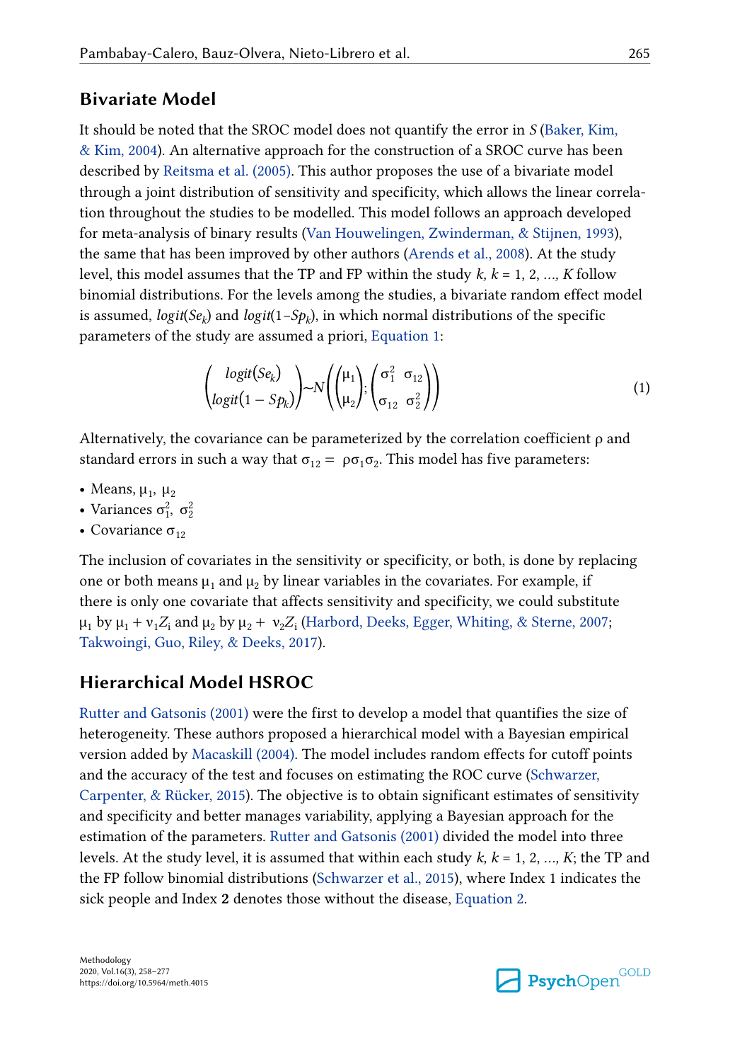## Bivariate Model

It should be noted that the SROC model does not quantify the error in $S$ (Baker, Kim, & Kim, 2004). An alternative approach for the construction of a SROC curve has been described by Reitsma et al. (2005). This author proposes the use of a bivariate model through a joint distribution of sensitivity and specificity, which allows the linear correlation throughout the studies to be modelled. This model follows an approach developed for meta-analysis of binary results (Van Houwelingen, Zwinderman, & Stijnen, 1993), the same that has been improved by other authors (Arends et al., 2008). At the study level, this model assumes that the TP and FP within the study $k$, $k = 1, 2, \ldots, K$ follow binomial distributions. For the levels among the studies, a bivariate random effect model is assumed, $logit(Se_k)$ and $logit(1{-}Sp_k)$, in which normal distributions of the specific parameters of the study are assumed a priori, Equation 1:

$$\begin{pmatrix} logit(Se_k) \\ logit(1 - Sp_k) \end{pmatrix} \sim N\left( \begin{pmatrix} \mu_1 \\ \mu_2 \end{pmatrix} ; \begin{pmatrix} \sigma_1^2 & \sigma_{12} \\ \sigma_{12} & \sigma_2^2 \end{pmatrix} \right) \tag{1}$$

Alternatively, the covariance can be parameterized by the correlation coefficient $\rho$ and standard errors in such a way that $\sigma_{12} = \rho\sigma_1\sigma_2$. This model has five parameters:

- Means, $\mu_1$, $\mu_2$
- Variances $\sigma_1^2$, $\sigma_2^2$
- Covariance $\sigma_{12}$

The inclusion of covariates in the sensitivity or specificity, or both, is done by replacing one or both means $\mu_1$ and $\mu_2$ by linear variables in the covariates. For example, if there is only one covariate that affects sensitivity and specificity, we could substitute $\mu_1$ by $\mu_1 + \nu_1 Z_i$ and $\mu_2$ by $\mu_2 + \nu_2 Z_i$ (Harbord, Deeks, Egger, Whiting, & Sterne, 2007; Takwoingi, Guo, Riley, & Deeks, 2017).

## Hierarchical Model HSROC

Rutter and Gatsonis (2001) were the first to develop a model that quantifies the size of heterogeneity. These authors proposed a hierarchical model with a Bayesian empirical version added by Macaskill (2004). The model includes random effects for cutoff points and the accuracy of the test and focuses on estimating the ROC curve (Schwarzer, Carpenter, & Rücker, 2015). The objective is to obtain significant estimates of sensitivity and specificity and better manages variability, applying a Bayesian approach for the estimation of the parameters. Rutter and Gatsonis (2001) divided the model into three levels. At the study level, it is assumed that within each study $k$, $k = 1, 2, \ldots, K$; the TP and the FP follow binomial distributions (Schwarzer et al., 2015), where Index 1 indicates the sick people and Index **2** denotes those without the disease, Equation 2.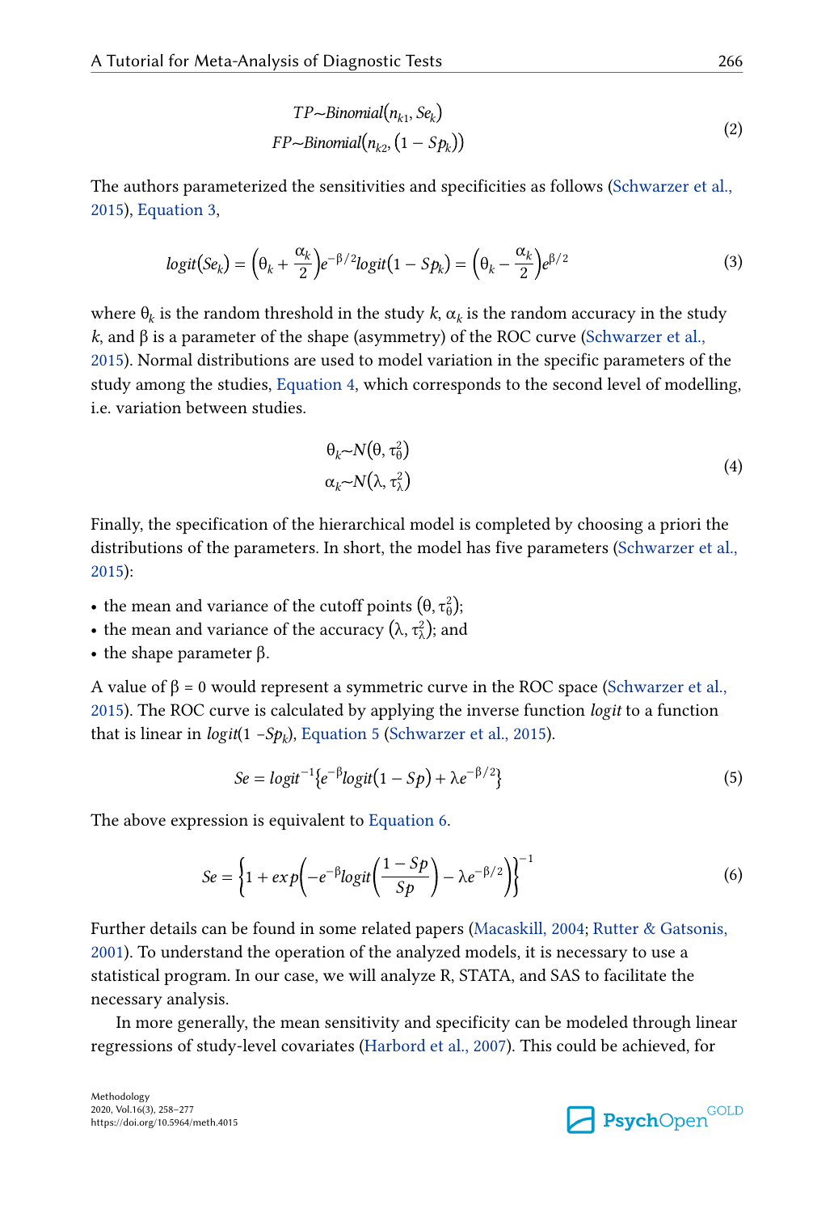$$
\begin{aligned}
TP &\sim Binomial(n_{k1}, Se_k) \\
FP &\sim Binomial(n_{k2}, (1 - Sp_k))
\end{aligned} \tag{2}
$$

The authors parameterized the sensitivities and specificities as follows (Schwarzer et al., 2015), Equation 3,

$$
logit(Se_k) = \left(\theta_k + \frac{\alpha_k}{2}\right)e^{-\beta/2} logit(1 - Sp_k) = \left(\theta_k - \frac{\alpha_k}{2}\right)e^{\beta/2} \tag{3}
$$

where $\theta_k$ is the random threshold in the study $k$, $\alpha_k$ is the random accuracy in the study $k$, and $\beta$ is a parameter of the shape (asymmetry) of the ROC curve (Schwarzer et al., 2015). Normal distributions are used to model variation in the specific parameters of the study among the studies, Equation 4, which corresponds to the second level of modelling, i.e. variation between studies.

$$
\begin{aligned}
\theta_k &\sim N(\theta, \tau_\theta^2) \\
\alpha_k &\sim N(\lambda, \tau_\lambda^2)
\end{aligned} \tag{4}
$$

Finally, the specification of the hierarchical model is completed by choosing a priori the distributions of the parameters. In short, the model has five parameters (Schwarzer et al., 2015):

- the mean and variance of the cutoff points $(\theta, \tau_\theta^2)$;
- the mean and variance of the accuracy $(\lambda, \tau_\lambda^2)$; and
- the shape parameter $\beta$.

A value of $\beta = 0$ would represent a symmetric curve in the ROC space (Schwarzer et al., 2015). The ROC curve is calculated by applying the inverse function *logit* to a function that is linear in $logit(1 - Sp_k)$, Equation 5 (Schwarzer et al., 2015).

$$
Se = logit^{-1}\left\{e^{-\beta} logit(1 - Sp) + \lambda e^{-\beta/2}\right\} \tag{5}
$$

The above expression is equivalent to Equation 6.

$$
Se = \left\{1 + exp\left(-e^{-\beta} logit\left(\frac{1 - Sp}{Sp}\right) - \lambda e^{-\beta/2}\right)\right\}^{-1} \tag{6}
$$

Further details can be found in some related papers (Macaskill, 2004; Rutter & Gatsonis, 2001). To understand the operation of the analyzed models, it is necessary to use a statistical program. In our case, we will analyze R, STATA, and SAS to facilitate the necessary analysis.

In more generally, the mean sensitivity and specificity can be modeled through linear regressions of study-level covariates (Harbord et al., 2007). This could be achieved, for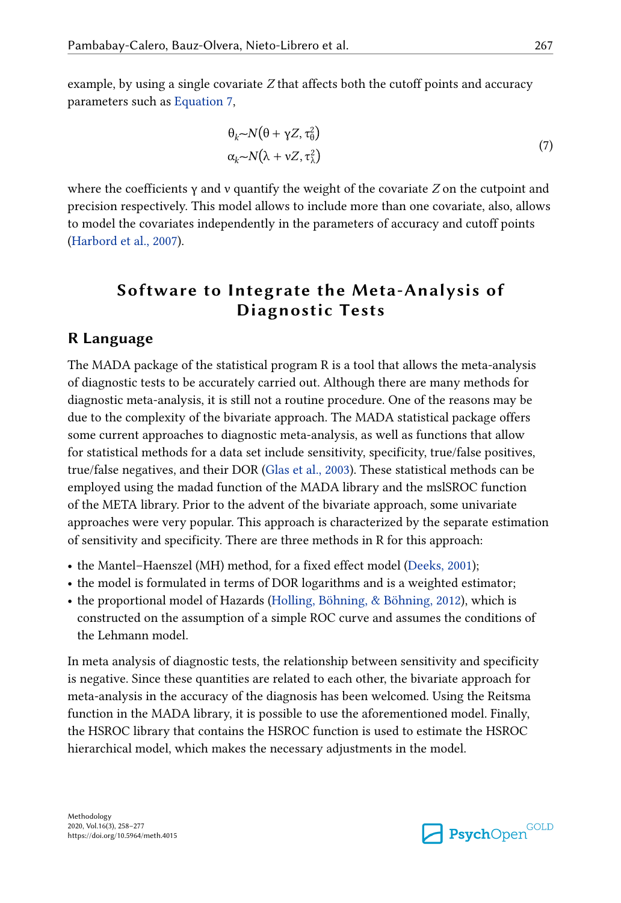example, by using a single covariate $Z$ that affects both the cutoff points and accuracy parameters such as Equation 7,

$$
\begin{aligned}
\theta_k &\sim N\left(\theta + \gamma Z, \tau_\theta^2\right) \\
\alpha_k &\sim N\left(\lambda + \nu Z, \tau_\lambda^2\right)
\end{aligned}
\tag{7}
$$

where the coefficients $\gamma$ and $\nu$ quantify the weight of the covariate $Z$ on the cutpoint and precision respectively. This model allows to include more than one covariate, also, allows to model the covariates independently in the parameters of accuracy and cutoff points (Harbord et al., 2007).

# Software to Integrate the Meta-Analysis of Diagnostic Tests

## R Language

The MADA package of the statistical program R is a tool that allows the meta-analysis of diagnostic tests to be accurately carried out. Although there are many methods for diagnostic meta-analysis, it is still not a routine procedure. One of the reasons may be due to the complexity of the bivariate approach. The MADA statistical package offers some current approaches to diagnostic meta-analysis, as well as functions that allow for statistical methods for a data set include sensitivity, specificity, true/false positives, true/false negatives, and their DOR (Glas et al., 2003). These statistical methods can be employed using the madad function of the MADA library and the mslSROC function of the META library. Prior to the advent of the bivariate approach, some univariate approaches were very popular. This approach is characterized by the separate estimation of sensitivity and specificity. There are three methods in R for this approach:

- the Mantel–Haenszel (MH) method, for a fixed effect model (Deeks, 2001);
- the model is formulated in terms of DOR logarithms and is a weighted estimator;
- the proportional model of Hazards (Holling, Böhning, & Böhning, 2012), which is constructed on the assumption of a simple ROC curve and assumes the conditions of the Lehmann model.

In meta analysis of diagnostic tests, the relationship between sensitivity and specificity is negative. Since these quantities are related to each other, the bivariate approach for meta-analysis in the accuracy of the diagnosis has been welcomed. Using the Reitsma function in the MADA library, it is possible to use the aforementioned model. Finally, the HSROC library that contains the HSROC function is used to estimate the HSROC hierarchical model, which makes the necessary adjustments in the model.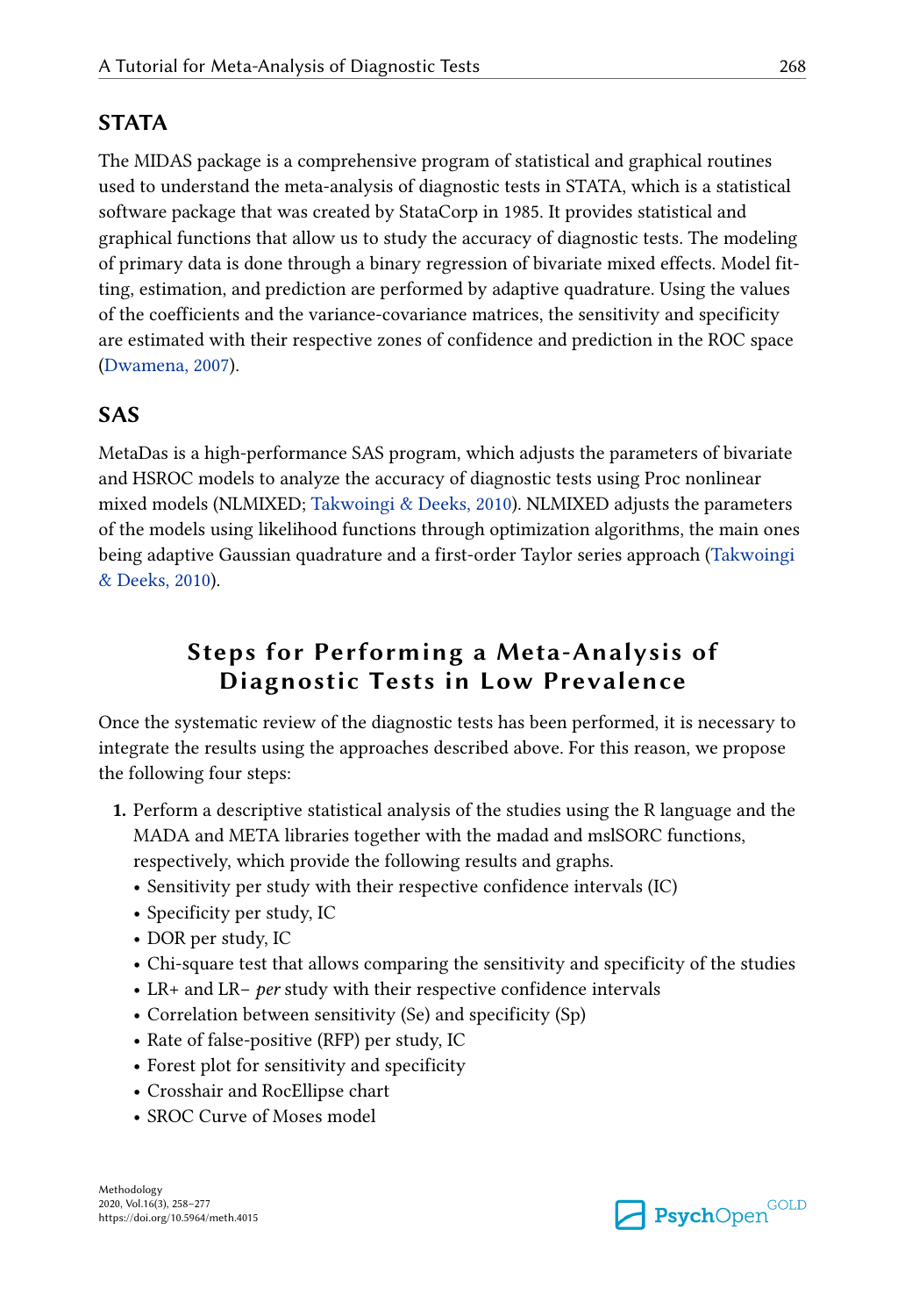### STATA

The MIDAS package is a comprehensive program of statistical and graphical routines used to understand the meta-analysis of diagnostic tests in STATA, which is a statistical software package that was created by StataCorp in 1985. It provides statistical and graphical functions that allow us to study the accuracy of diagnostic tests. The modeling of primary data is done through a binary regression of bivariate mixed effects. Model fitting, estimation, and prediction are performed by adaptive quadrature. Using the values of the coefficients and the variance-covariance matrices, the sensitivity and specificity are estimated with their respective zones of confidence and prediction in the ROC space (Dwamena, 2007).

### SAS

MetaDas is a high-performance SAS program, which adjusts the parameters of bivariate and HSROC models to analyze the accuracy of diagnostic tests using Proc nonlinear mixed models (NLMIXED; Takwoingi & Deeks, 2010). NLMIXED adjusts the parameters of the models using likelihood functions through optimization algorithms, the main ones being adaptive Gaussian quadrature and a first-order Taylor series approach (Takwoingi & Deeks, 2010).

## Steps for Performing a Meta-Analysis of Diagnostic Tests in Low Prevalence

Once the systematic review of the diagnostic tests has been performed, it is necessary to integrate the results using the approaches described above. For this reason, we propose the following four steps:

1. Perform a descriptive statistical analysis of the studies using the R language and the MADA and META libraries together with the madad and mslSORC functions, respectively, which provide the following results and graphs.
   - Sensitivity per study with their respective confidence intervals (IC)
   - Specificity per study, IC
   - DOR per study, IC
   - Chi-square test that allows comparing the sensitivity and specificity of the studies
   - LR+ and LR− *per* study with their respective confidence intervals
   - Correlation between sensitivity (Se) and specificity (Sp)
   - Rate of false-positive (RFP) per study, IC
   - Forest plot for sensitivity and specificity
   - Crosshair and RocEllipse chart
   - SROC Curve of Moses model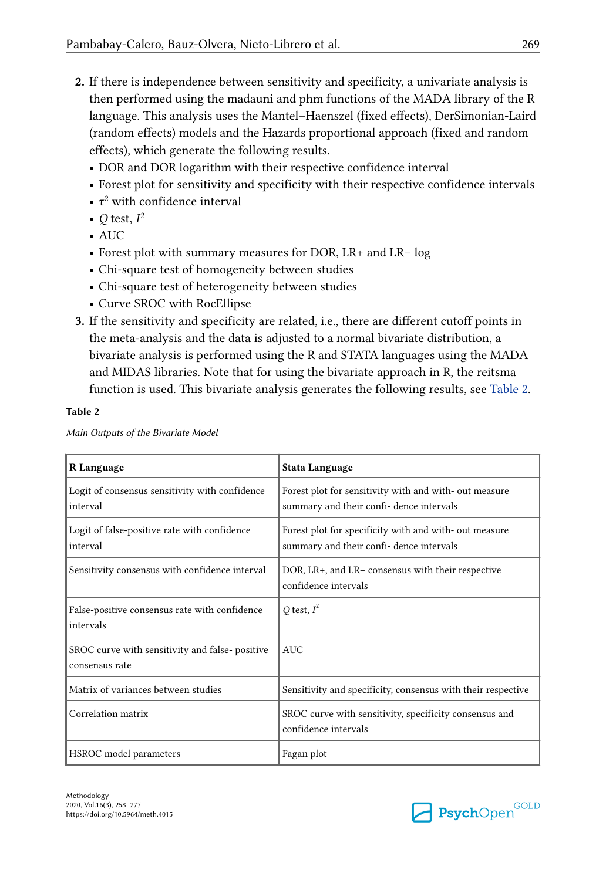2. If there is independence between sensitivity and specificity, a univariate analysis is then performed using the madauni and phm functions of the MADA library of the R language. This analysis uses the Mantel–Haenszel (fixed effects), DerSimonian-Laird (random effects) models and the Hazards proportional approach (fixed and random effects), which generate the following results.
   - DOR and DOR logarithm with their respective confidence interval
   - Forest plot for sensitivity and specificity with their respective confidence intervals
   - $\tau^2$ with confidence interval
   - $Q$ test, $I^2$
   - AUC
   - Forest plot with summary measures for DOR, LR+ and LR− log
   - Chi-square test of homogeneity between studies
   - Chi-square test of heterogeneity between studies
   - Curve SROC with RocEllipse
3. If the sensitivity and specificity are related, i.e., there are different cutoff points in the meta-analysis and the data is adjusted to a normal bivariate distribution, a bivariate analysis is performed using the R and STATA languages using the MADA and MIDAS libraries. Note that for using the bivariate approach in R, the reitsma function is used. This bivariate analysis generates the following results, see Table 2.

**Table 2**

*Main Outputs of the Bivariate Model*

| R Language | Stata Language |
|---|---|
| Logit of consensus sensitivity with confidence interval | Forest plot for sensitivity with and with- out measure summary and their confi- dence intervals |
| Logit of false-positive rate with confidence interval | Forest plot for specificity with and with- out measure summary and their confi- dence intervals |
| Sensitivity consensus with confidence interval | DOR, LR+, and LR– consensus with their respective confidence intervals |
| False-positive consensus rate with confidence intervals | $Q$ test, $I^2$ |
| SROC curve with sensitivity and false- positive consensus rate | AUC |
| Matrix of variances between studies | Sensitivity and specificity, consensus with their respective |
| Correlation matrix | SROC curve with sensitivity, specificity consensus and confidence intervals |
| HSROC model parameters | Fagan plot |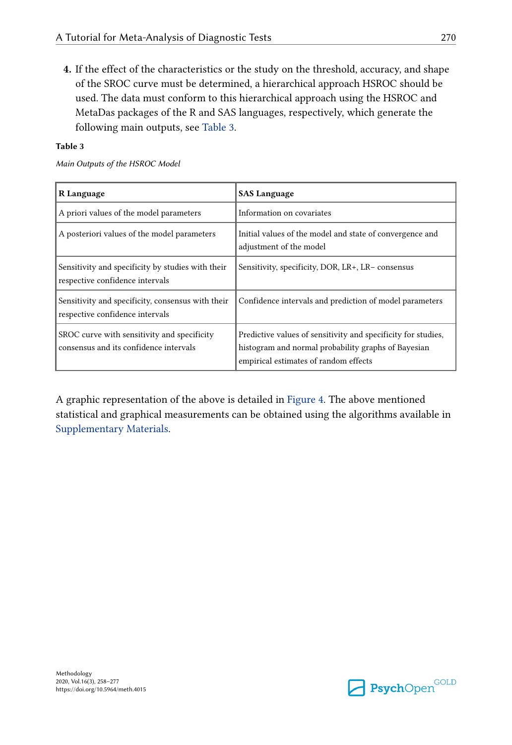4. If the effect of the characteristics or the study on the threshold, accuracy, and shape of the SROC curve must be determined, a hierarchical approach HSROC should be used. The data must conform to this hierarchical approach using the HSROC and MetaDas packages of the R and SAS languages, respectively, which generate the following main outputs, see Table 3.

**Table 3**

*Main Outputs of the HSROC Model*

| R Language | SAS Language |
|---|---|
| A priori values of the model parameters | Information on covariates |
| A posteriori values of the model parameters | Initial values of the model and state of convergence and adjustment of the model |
| Sensitivity and specificity by studies with their respective confidence intervals | Sensitivity, specificity, DOR, LR+, LR− consensus |
| Sensitivity and specificity, consensus with their respective confidence intervals | Confidence intervals and prediction of model parameters |
| SROC curve with sensitivity and specificity consensus and its confidence intervals | Predictive values of sensitivity and specificity for studies, histogram and normal probability graphs of Bayesian empirical estimates of random effects |

A graphic representation of the above is detailed in Figure 4. The above mentioned statistical and graphical measurements can be obtained using the algorithms available in Supplementary Materials.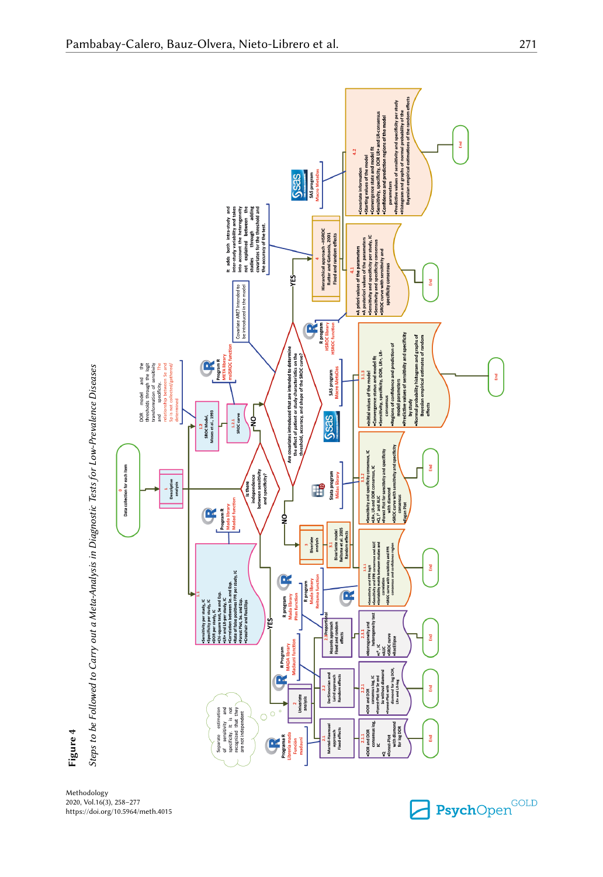**Figure 4**

*Steps to be Followed to Carry out a Meta-Analysis in Diagnostic Tests for Low-Prevalence Diseases*

0 Data collection for each item

1 Descriptive analysis

Is there independence between sensitivity and specificity?

**YES**

1.1
- Sensitivity per study, IC
- Specificity per study, IC
- DOR per study, IC
- Chi-square test, Se and Esp.
- LR+ and LR- per study, IC
- Correlation between Se and Esp.
- Rate of false positives FPR per study, IC
- Forest Plot, Se. and Esp.
- Crosshair and RocEllipse

Program R Mada library Madad function

2 Univariate analysis

Separate estimation of sensitivity and specificity. It is not recognized that they are not independent

2.1 Mantel-Haenszel approach Fixed effects (Programa R Libreria mada Function madauni)

2.1.1
- DOR and DOR consensus log, IC
- Q
- Forest-Plot with diamond for log DOR

End

2.2 DerSimonian and Laird approach Random effects (R Program MADA library Madauni function)

2.2.1
- DOR and DOR consensus log, IC
- Forest-Plot for Se and Sp without diamond
- Forest-Plot with diamond for log DOR, LR+ and LR-log

End

2.3 Proportional Hazards approach Fixed and random effects (R program Mada library Phm function)

2.3.1
- Homogeneity and heterogeneity test
- $\chi^2$, IC
- AUC
- SROC curve
- RocEllipse

End

**NO**

1.2 SROC Model, Moses et al., 1993

DOR model and the thresholds through the logit transformation of sensitivity and specificity. The relationship between Se and Sp is not collected/gathered/determined

1.2.1 SROC curve

Program R META library mslSROC function

Are covariates introduced that are intended to determine the effect of patient or study characteristic on the threshold, accuracy, and shape of the SROC curve?

**NO**

3 Bivariate analysis

3.1 Bivariate model Reitsma et al. 2005 Random effects

R program Mada library Reitsma function

3.1.1
- Sensitivity and FPR logit
- Sensitivity and FPR consensus and AUC
- Variability matrix between studies and correlation
- SROC curve with sensitivity and FPR consensus and confidence region

End

Stata program Midas library

3.1.2
- Sensitivity and specificity consensus, IC
- LR+, LR- and DOR consensus, IC
- $I^2$, $\chi^2$ and AUC
- Forest Plot for sensitivity and specificity with diamond
- SROC curve with sensitivity and specificity consensus
- Fagan Plot

End

SAS program Macro MetaDas

3.1.3
- Initial values of the model
- Convergence status and model fit
- Sensitivity, specificity, DOR, LR+, LR- consensus
- Regions of confidence and prediction of model parameters
- Predictive values of sensitivity and specificity by study
- Normal probability histogram and graphs of Bayesian empirical estimates of random effects

End

**YES**

4 Hierarchical approach –HSROC Rutter and Gatsonis, 2001 Fixed and random effects

It adds both intra-study and inter-study variability and takes into account the heterogeneity not explained between the studies through adding covariates for the threshold and the accuracy of the test.

Covariate ARE? Intended to be introduced in the model

R program HSROC library HSROC function

4.1
- A priori values of the parameters
- A posteriori values of the parameters
- Sensitivity and specificity per study, IC
- Sensitivity and specificity consensus
- SROC curve with sensitivity and specificity consensus

End

SAS program Macro MetaDas

4.2
- Covariate information
- Starting values of the model
- Convergence state and model fit
- Sensitivity, specificity, DOR LR+ and LR- consensus
- Confidence and prediction regions of the model parameters
- Predictive values of sensitivity and specificity per study
- Histogram and graphs of normal probability of the Bayesian empirical estimations of the random effects

End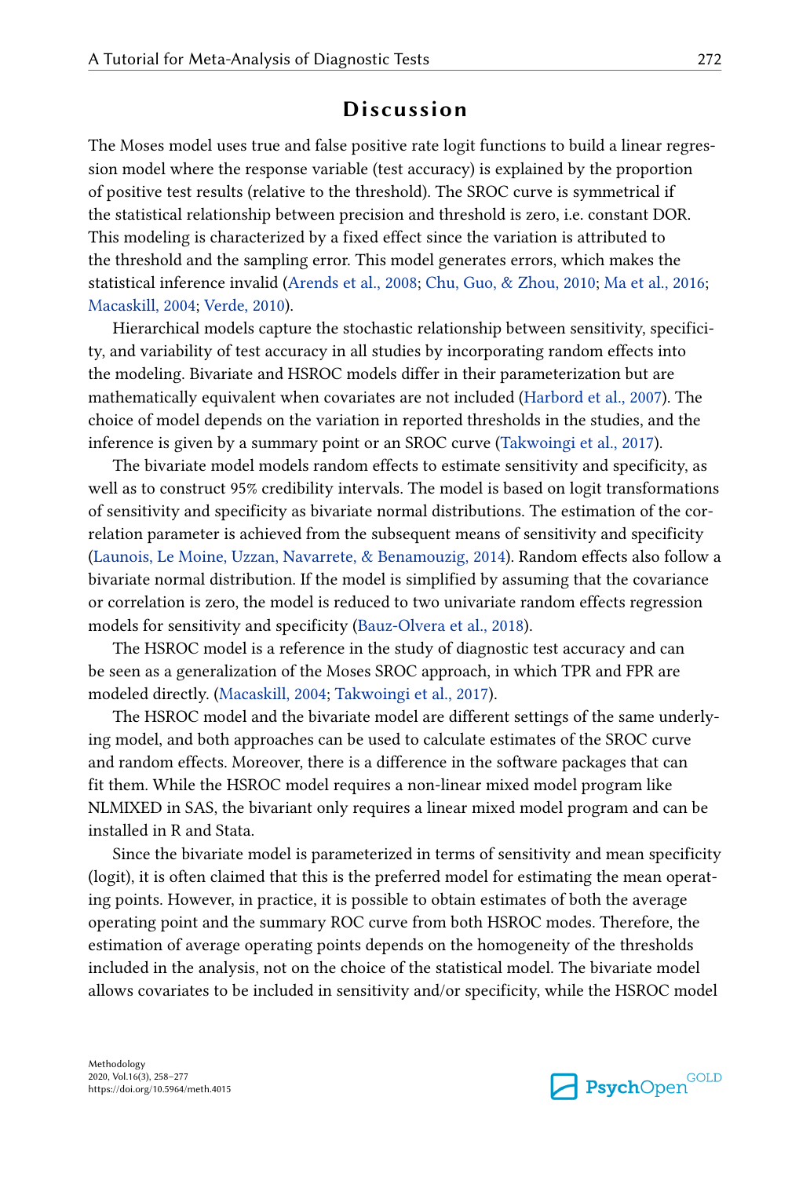## Discussion

The Moses model uses true and false positive rate logit functions to build a linear regression model where the response variable (test accuracy) is explained by the proportion of positive test results (relative to the threshold). The SROC curve is symmetrical if the statistical relationship between precision and threshold is zero, i.e. constant DOR. This modeling is characterized by a fixed effect since the variation is attributed to the threshold and the sampling error. This model generates errors, which makes the statistical inference invalid (Arends et al., 2008; Chu, Guo, & Zhou, 2010; Ma et al., 2016; Macaskill, 2004; Verde, 2010).

Hierarchical models capture the stochastic relationship between sensitivity, specificity, and variability of test accuracy in all studies by incorporating random effects into the modeling. Bivariate and HSROC models differ in their parameterization but are mathematically equivalent when covariates are not included (Harbord et al., 2007). The choice of model depends on the variation in reported thresholds in the studies, and the inference is given by a summary point or an SROC curve (Takwoingi et al., 2017).

The bivariate model models random effects to estimate sensitivity and specificity, as well as to construct 95% credibility intervals. The model is based on logit transformations of sensitivity and specificity as bivariate normal distributions. The estimation of the correlation parameter is achieved from the subsequent means of sensitivity and specificity (Launois, Le Moine, Uzzan, Navarrete, & Benamouzig, 2014). Random effects also follow a bivariate normal distribution. If the model is simplified by assuming that the covariance or correlation is zero, the model is reduced to two univariate random effects regression models for sensitivity and specificity (Bauz-Olvera et al., 2018).

The HSROC model is a reference in the study of diagnostic test accuracy and can be seen as a generalization of the Moses SROC approach, in which TPR and FPR are modeled directly. (Macaskill, 2004; Takwoingi et al., 2017).

The HSROC model and the bivariate model are different settings of the same underlying model, and both approaches can be used to calculate estimates of the SROC curve and random effects. Moreover, there is a difference in the software packages that can fit them. While the HSROC model requires a non-linear mixed model program like NLMIXED in SAS, the bivariant only requires a linear mixed model program and can be installed in R and Stata.

Since the bivariate model is parameterized in terms of sensitivity and mean specificity (logit), it is often claimed that this is the preferred model for estimating the mean operating points. However, in practice, it is possible to obtain estimates of both the average operating point and the summary ROC curve from both HSROC modes. Therefore, the estimation of average operating points depends on the homogeneity of the thresholds included in the analysis, not on the choice of the statistical model. The bivariate model allows covariates to be included in sensitivity and/or specificity, while the HSROC model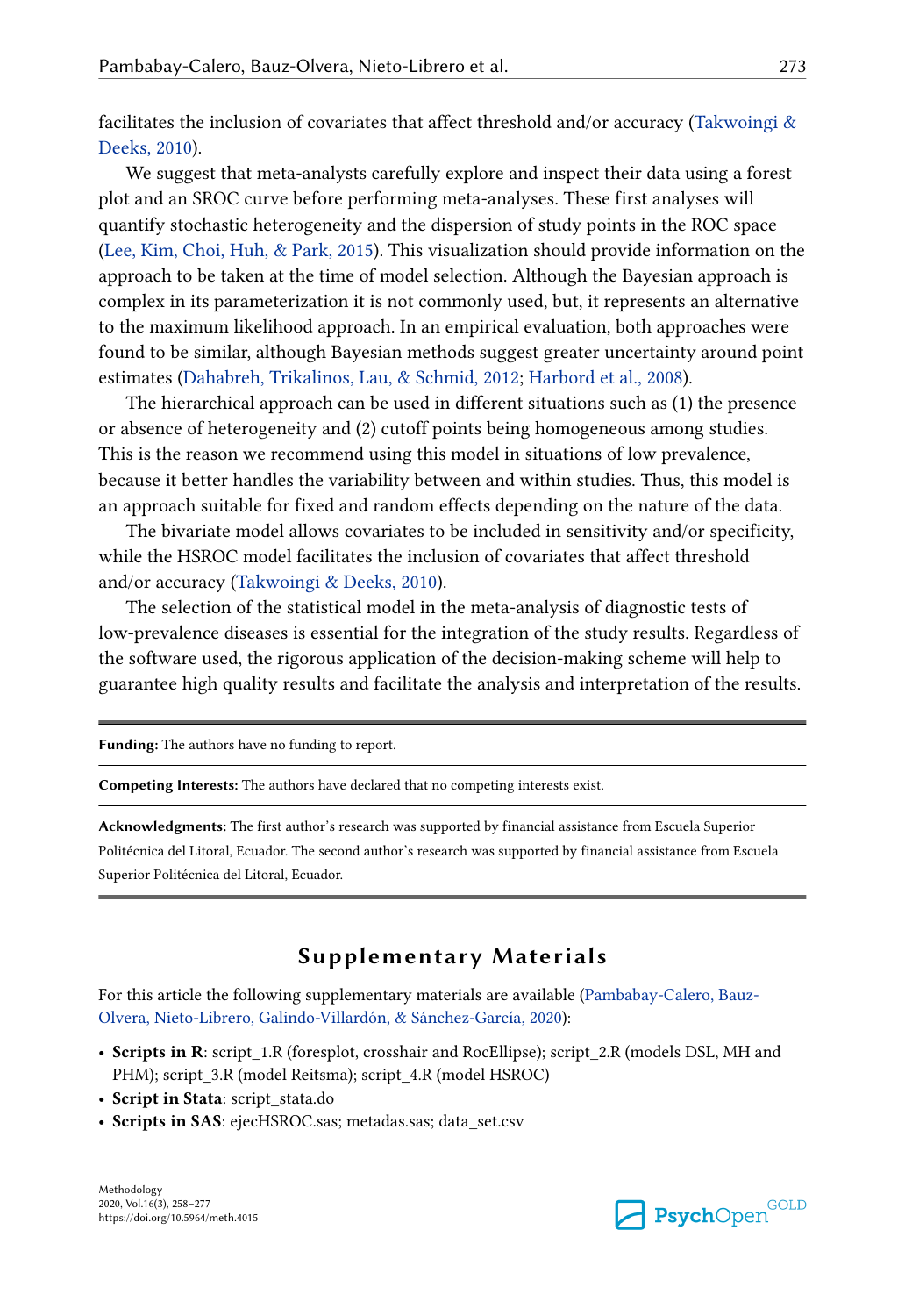facilitates the inclusion of covariates that affect threshold and/or accuracy (Takwoingi & Deeks, 2010).

We suggest that meta-analysts carefully explore and inspect their data using a forest plot and an SROC curve before performing meta-analyses. These first analyses will quantify stochastic heterogeneity and the dispersion of study points in the ROC space (Lee, Kim, Choi, Huh, & Park, 2015). This visualization should provide information on the approach to be taken at the time of model selection. Although the Bayesian approach is complex in its parameterization it is not commonly used, but, it represents an alternative to the maximum likelihood approach. In an empirical evaluation, both approaches were found to be similar, although Bayesian methods suggest greater uncertainty around point estimates (Dahabreh, Trikalinos, Lau, & Schmid, 2012; Harbord et al., 2008).

The hierarchical approach can be used in different situations such as (1) the presence or absence of heterogeneity and (2) cutoff points being homogeneous among studies. This is the reason we recommend using this model in situations of low prevalence, because it better handles the variability between and within studies. Thus, this model is an approach suitable for fixed and random effects depending on the nature of the data.

The bivariate model allows covariates to be included in sensitivity and/or specificity, while the HSROC model facilitates the inclusion of covariates that affect threshold and/or accuracy (Takwoingi & Deeks, 2010).

The selection of the statistical model in the meta-analysis of diagnostic tests of low-prevalence diseases is essential for the integration of the study results. Regardless of the software used, the rigorous application of the decision-making scheme will help to guarantee high quality results and facilitate the analysis and interpretation of the results.

**Funding:** The authors have no funding to report.

**Competing Interests:** The authors have declared that no competing interests exist.

**Acknowledgments:** The first author's research was supported by financial assistance from Escuela Superior Politécnica del Litoral, Ecuador. The second author's research was supported by financial assistance from Escuela Superior Politécnica del Litoral, Ecuador.

## Supplementary Materials

For this article the following supplementary materials are available (Pambabay-Calero, Bauz-Olvera, Nieto-Librero, Galindo-Villardón, & Sánchez-García, 2020):

- **Scripts in R**: script_1.R (foresplot, crosshair and RocEllipse); script_2.R (models DSL, MH and PHM); script_3.R (model Reitsma); script_4.R (model HSROC)
- **Script in Stata**: script_stata.do
- **Scripts in SAS**: ejecHSROC.sas; metadas.sas; data_set.csv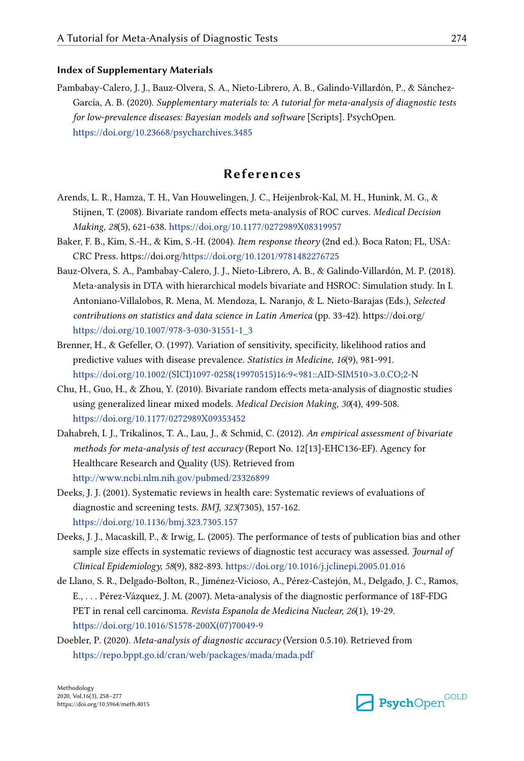#### Index of Supplementary Materials

Pambabay-Calero, J. J., Bauz-Olvera, S. A., Nieto-Librero, A. B., Galindo-Villardón, P., & Sánchez-García, A. B. (2020). *Supplementary materials to: A tutorial for meta-analysis of diagnostic tests for low-prevalence diseases: Bayesian models and software* [Scripts]. PsychOpen. https://doi.org/10.23668/psycharchives.3485

## References

Arends, L. R., Hamza, T. H., Van Houwelingen, J. C., Heijenbrok-Kal, M. H., Hunink, M. G., & Stijnen, T. (2008). Bivariate random effects meta-analysis of ROC curves. *Medical Decision Making, 28*(5), 621-638. https://doi.org/10.1177/0272989X08319957

Baker, F. B., Kim, S.-H., & Kim, S.-H. (2004). *Item response theory* (2nd ed.). Boca Raton; FL, USA: CRC Press. https://doi.org/https://doi.org/10.1201/9781482276725

Bauz-Olvera, S. A., Pambabay-Calero, J. J., Nieto-Librero, A. B., & Galindo-Villardón, M. P. (2018). Meta-analysis in DTA with hierarchical models bivariate and HSROC: Simulation study. In I. Antoniano-Villalobos, R. Mena, M. Mendoza, L. Naranjo, & L. Nieto-Barajas (Eds.), *Selected contributions on statistics and data science in Latin America* (pp. 33-42). https://doi.org/https://doi.org/10.1007/978-3-030-31551-1_3

Brenner, H., & Gefeller, O. (1997). Variation of sensitivity, specificity, likelihood ratios and predictive values with disease prevalence. *Statistics in Medicine, 16*(9), 981-991. https://doi.org/10.1002/(SICI)1097-0258(19970515)16:9<981::AID-SIM510>3.0.CO;2-N

Chu, H., Guo, H., & Zhou, Y. (2010). Bivariate random effects meta-analysis of diagnostic studies using generalized linear mixed models. *Medical Decision Making, 30*(4), 499-508. https://doi.org/10.1177/0272989X09353452

Dahabreh, I. J., Trikalinos, T. A., Lau, J., & Schmid, C. (2012). *An empirical assessment of bivariate methods for meta-analysis of test accuracy* (Report No. 12[13]-EHC136-EF). Agency for Healthcare Research and Quality (US). Retrieved from http://www.ncbi.nlm.nih.gov/pubmed/23326899

Deeks, J. J. (2001). Systematic reviews in health care: Systematic reviews of evaluations of diagnostic and screening tests. *BMJ, 323*(7305), 157-162. https://doi.org/10.1136/bmj.323.7305.157

Deeks, J. J., Macaskill, P., & Irwig, L. (2005). The performance of tests of publication bias and other sample size effects in systematic reviews of diagnostic test accuracy was assessed. *Journal of Clinical Epidemiology, 58*(9), 882-893. https://doi.org/10.1016/j.jclinepi.2005.01.016

de Llano, S. R., Delgado-Bolton, R., Jiménez-Vicioso, A., Pérez-Castejón, M., Delgado, J. C., Ramos, E., . . . Pérez-Vázquez, J. M. (2007). Meta-analysis of the diagnostic performance of 18F-FDG PET in renal cell carcinoma. *Revista Espanola de Medicina Nuclear, 26*(1), 19-29. https://doi.org/10.1016/S1578-200X(07)70049-9

Doebler, P. (2020). *Meta-analysis of diagnostic accuracy* (Version 0.5.10). Retrieved from https://repo.bppt.go.id/cran/web/packages/mada/mada.pdf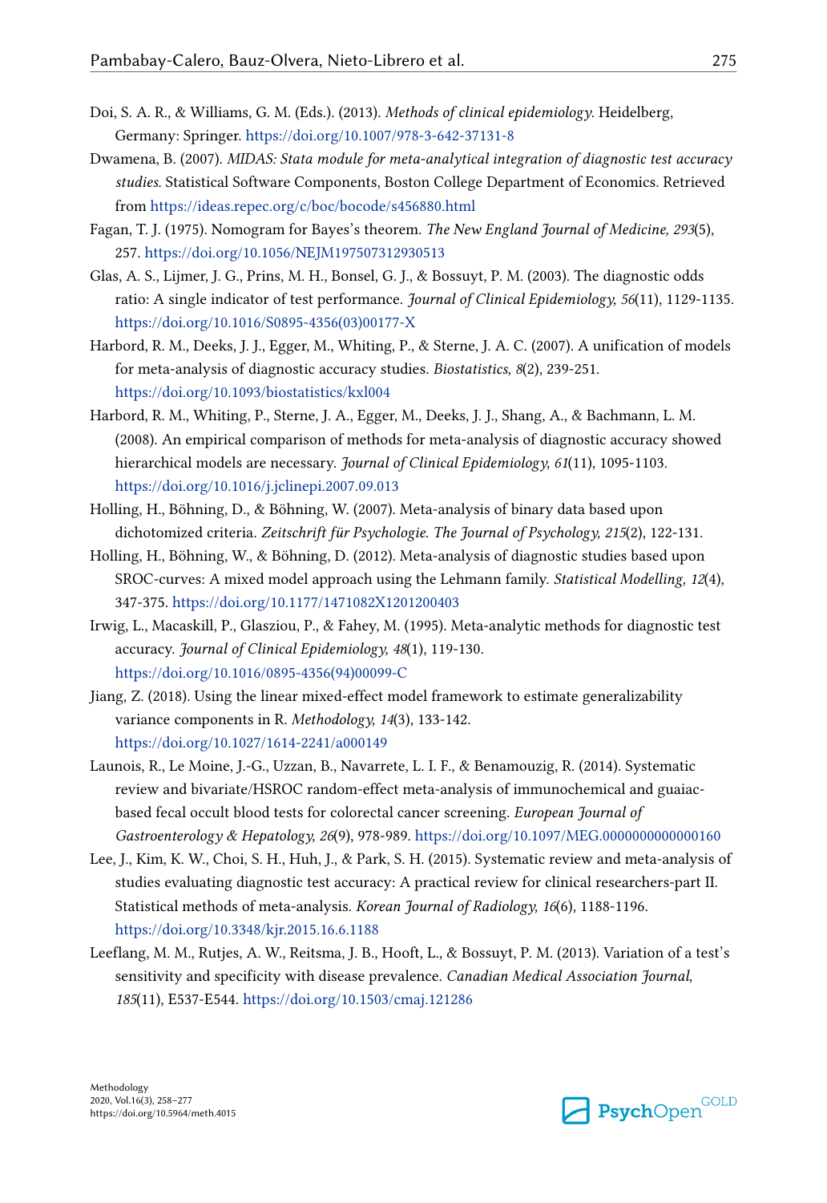Doi, S. A. R., & Williams, G. M. (Eds.). (2013). *Methods of clinical epidemiology*. Heidelberg, Germany: Springer. https://doi.org/10.1007/978-3-642-37131-8

Dwamena, B. (2007). *MIDAS: Stata module for meta-analytical integration of diagnostic test accuracy studies*. Statistical Software Components, Boston College Department of Economics. Retrieved from https://ideas.repec.org/c/boc/bocode/s456880.html

Fagan, T. J. (1975). Nomogram for Bayes's theorem. *The New England Journal of Medicine, 293*(5), 257. https://doi.org/10.1056/NEJM197507312930513

Glas, A. S., Lijmer, J. G., Prins, M. H., Bonsel, G. J., & Bossuyt, P. M. (2003). The diagnostic odds ratio: A single indicator of test performance. *Journal of Clinical Epidemiology, 56*(11), 1129-1135. https://doi.org/10.1016/S0895-4356(03)00177-X

Harbord, R. M., Deeks, J. J., Egger, M., Whiting, P., & Sterne, J. A. C. (2007). A unification of models for meta-analysis of diagnostic accuracy studies. *Biostatistics, 8*(2), 239-251. https://doi.org/10.1093/biostatistics/kxl004

Harbord, R. M., Whiting, P., Sterne, J. A., Egger, M., Deeks, J. J., Shang, A., & Bachmann, L. M. (2008). An empirical comparison of methods for meta-analysis of diagnostic accuracy showed hierarchical models are necessary. *Journal of Clinical Epidemiology, 61*(11), 1095-1103. https://doi.org/10.1016/j.jclinepi.2007.09.013

Holling, H., Böhning, D., & Böhning, W. (2007). Meta-analysis of binary data based upon dichotomized criteria. *Zeitschrift für Psychologie. The Journal of Psychology, 215*(2), 122-131.

Holling, H., Böhning, W., & Böhning, D. (2012). Meta-analysis of diagnostic studies based upon SROC-curves: A mixed model approach using the Lehmann family. *Statistical Modelling, 12*(4), 347-375. https://doi.org/10.1177/1471082X1201200403

Irwig, L., Macaskill, P., Glasziou, P., & Fahey, M. (1995). Meta-analytic methods for diagnostic test accuracy. *Journal of Clinical Epidemiology, 48*(1), 119-130. https://doi.org/10.1016/0895-4356(94)00099-C

Jiang, Z. (2018). Using the linear mixed-effect model framework to estimate generalizability variance components in R. *Methodology, 14*(3), 133-142. https://doi.org/10.1027/1614-2241/a000149

Launois, R., Le Moine, J.-G., Uzzan, B., Navarrete, L. I. F., & Benamouzig, R. (2014). Systematic review and bivariate/HSROC random-effect meta-analysis of immunochemical and guaiac-based fecal occult blood tests for colorectal cancer screening. *European Journal of Gastroenterology & Hepatology, 26*(9), 978-989. https://doi.org/10.1097/MEG.0000000000000160

Lee, J., Kim, K. W., Choi, S. H., Huh, J., & Park, S. H. (2015). Systematic review and meta-analysis of studies evaluating diagnostic test accuracy: A practical review for clinical researchers-part II. Statistical methods of meta-analysis. *Korean Journal of Radiology, 16*(6), 1188-1196. https://doi.org/10.3348/kjr.2015.16.6.1188

Leeflang, M. M., Rutjes, A. W., Reitsma, J. B., Hooft, L., & Bossuyt, P. M. (2013). Variation of a test's sensitivity and specificity with disease prevalence. *Canadian Medical Association Journal, 185*(11), E537-E544. https://doi.org/10.1503/cmaj.121286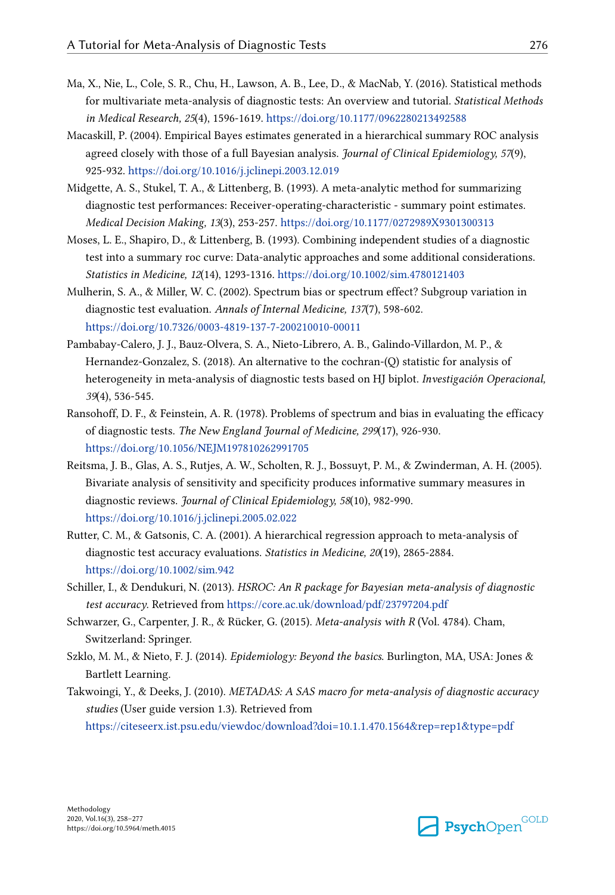Ma, X., Nie, L., Cole, S. R., Chu, H., Lawson, A. B., Lee, D., & MacNab, Y. (2016). Statistical methods for multivariate meta-analysis of diagnostic tests: An overview and tutorial. *Statistical Methods in Medical Research, 25*(4), 1596-1619. https://doi.org/10.1177/0962280213492588

Macaskill, P. (2004). Empirical Bayes estimates generated in a hierarchical summary ROC analysis agreed closely with those of a full Bayesian analysis. *Journal of Clinical Epidemiology, 57*(9), 925-932. https://doi.org/10.1016/j.jclinepi.2003.12.019

Midgette, A. S., Stukel, T. A., & Littenberg, B. (1993). A meta-analytic method for summarizing diagnostic test performances: Receiver-operating-characteristic - summary point estimates. *Medical Decision Making, 13*(3), 253-257. https://doi.org/10.1177/0272989X9301300313

Moses, L. E., Shapiro, D., & Littenberg, B. (1993). Combining independent studies of a diagnostic test into a summary roc curve: Data-analytic approaches and some additional considerations. *Statistics in Medicine, 12*(14), 1293-1316. https://doi.org/10.1002/sim.4780121403

Mulherin, S. A., & Miller, W. C. (2002). Spectrum bias or spectrum effect? Subgroup variation in diagnostic test evaluation. *Annals of Internal Medicine, 137*(7), 598-602. https://doi.org/10.7326/0003-4819-137-7-200210010-00011

Pambabay-Calero, J. J., Bauz-Olvera, S. A., Nieto-Librero, A. B., Galindo-Villardon, M. P., & Hernandez-Gonzalez, S. (2018). An alternative to the cochran-(Q) statistic for analysis of heterogeneity in meta-analysis of diagnostic tests based on HJ biplot. *Investigación Operacional, 39*(4), 536-545.

Ransohoff, D. F., & Feinstein, A. R. (1978). Problems of spectrum and bias in evaluating the efficacy of diagnostic tests. *The New England Journal of Medicine, 299*(17), 926-930. https://doi.org/10.1056/NEJM197810262991705

Reitsma, J. B., Glas, A. S., Rutjes, A. W., Scholten, R. J., Bossuyt, P. M., & Zwinderman, A. H. (2005). Bivariate analysis of sensitivity and specificity produces informative summary measures in diagnostic reviews. *Journal of Clinical Epidemiology, 58*(10), 982-990. https://doi.org/10.1016/j.jclinepi.2005.02.022

Rutter, C. M., & Gatsonis, C. A. (2001). A hierarchical regression approach to meta-analysis of diagnostic test accuracy evaluations. *Statistics in Medicine, 20*(19), 2865-2884. https://doi.org/10.1002/sim.942

Schiller, I., & Dendukuri, N. (2013). *HSROC: An R package for Bayesian meta-analysis of diagnostic test accuracy*. Retrieved from https://core.ac.uk/download/pdf/23797204.pdf

Schwarzer, G., Carpenter, J. R., & Rücker, G. (2015). *Meta-analysis with R* (Vol. 4784). Cham, Switzerland: Springer.

Szklo, M. M., & Nieto, F. J. (2014). *Epidemiology: Beyond the basics*. Burlington, MA, USA: Jones & Bartlett Learning.

Takwoingi, Y., & Deeks, J. (2010). *METADAS: A SAS macro for meta-analysis of diagnostic accuracy studies* (User guide version 1.3). Retrieved from https://citeseerx.ist.psu.edu/viewdoc/download?doi=10.1.1.470.1564&rep=rep1&type=pdf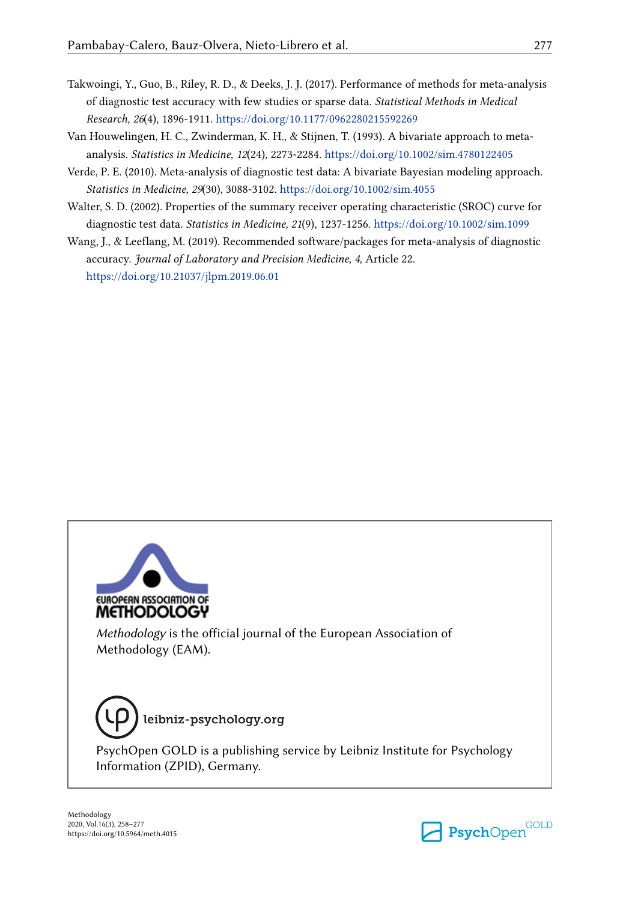Takwoingi, Y., Guo, B., Riley, R. D., & Deeks, J. J. (2017). Performance of methods for meta-analysis of diagnostic test accuracy with few studies or sparse data. *Statistical Methods in Medical Research, 26*(4), 1896-1911. https://doi.org/10.1177/0962280215592269

Van Houwelingen, H. C., Zwinderman, K. H., & Stijnen, T. (1993). A bivariate approach to meta-analysis. *Statistics in Medicine, 12*(24), 2273-2284. https://doi.org/10.1002/sim.4780122405

Verde, P. E. (2010). Meta-analysis of diagnostic test data: A bivariate Bayesian modeling approach. *Statistics in Medicine, 29*(30), 3088-3102. https://doi.org/10.1002/sim.4055

Walter, S. D. (2002). Properties of the summary receiver operating characteristic (SROC) curve for diagnostic test data. *Statistics in Medicine, 21*(9), 1237-1256. https://doi.org/10.1002/sim.1099

Wang, J., & Leeflang, M. (2019). Recommended software/packages for meta-analysis of diagnostic accuracy. *Journal of Laboratory and Precision Medicine, 4*, Article 22. https://doi.org/10.21037/jlpm.2019.06.01

EUROPEAN ASSOCIATION OF METHODOLOGY

*Methodology* is the official journal of the European Association of Methodology (EAM).

leibniz-psychology.org

PsychOpen GOLD is a publishing service by Leibniz Institute for Psychology Information (ZPID), Germany.